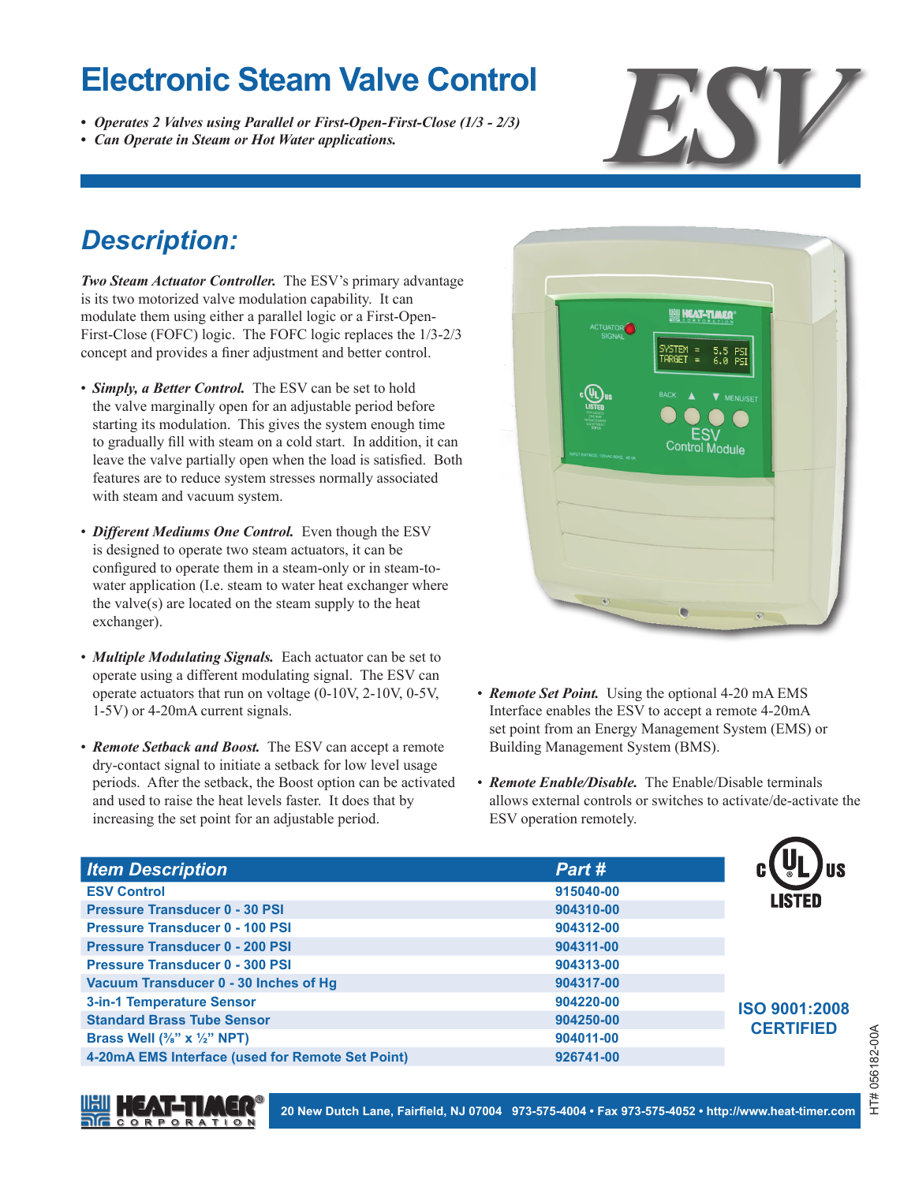# Electronic Steam Valve Control

# ESV

- *Operates 2 Valves using Parallel or First-Open-First-Close (1/3 - 2/3)*
- *Can Operate in Steam or Hot Water applications.*

## Description:

***Two Steam Actuator Controller.*** The ESV's primary advantage is its two motorized valve modulation capability. It can modulate them using either a parallel logic or a First-Open-First-Close (FOFC) logic. The FOFC logic replaces the 1/3-2/3 concept and provides a finer adjustment and better control.

- ***Simply, a Better Control.*** The ESV can be set to hold the valve marginally open for an adjustable period before starting its modulation. This gives the system enough time to gradually fill with steam on a cold start. In addition, it can leave the valve partially open when the load is satisfied. Both features are to reduce system stresses normally associated with steam and vacuum system.
- ***Different Mediums One Control.*** Even though the ESV is designed to operate two steam actuators, it can be configured to operate them in a steam-only or in steam-to-water application (I.e. steam to water heat exchanger where the valve(s) are located on the steam supply to the heat exchanger).
- ***Multiple Modulating Signals.*** Each actuator can be set to operate using a different modulating signal. The ESV can operate actuators that run on voltage (0-10V, 2-10V, 0-5V, 1-5V) or 4-20mA current signals.
- ***Remote Setback and Boost.*** The ESV can accept a remote dry-contact signal to initiate a setback for low level usage periods. After the setback, the Boost option can be activated and used to raise the heat levels faster. It does that by increasing the set point for an adjustable period.
- ***Remote Set Point.*** Using the optional 4-20 mA EMS Interface enables the ESV to accept a remote 4-20mA set point from an Energy Management System (EMS) or Building Management System (BMS).
- ***Remote Enable/Disable.*** The Enable/Disable terminals allows external controls or switches to activate/de-activate the ESV operation remotely.

| Item Description | Part # |
|---|---|
| ESV Control | 915040-00 |
| Pressure Transducer 0 - 30 PSI | 904310-00 |
| Pressure Transducer 0 - 100 PSI | 904312-00 |
| Pressure Transducer 0 - 200 PSI | 904311-00 |
| Pressure Transducer 0 - 300 PSI | 904313-00 |
| Vacuum Transducer 0 - 30 Inches of Hg | 904317-00 |
| 3-in-1 Temperature Sensor | 904220-00 |
| Standard Brass Tube Sensor | 904250-00 |
| Brass Well (⅜" x ½" NPT) | 904011-00 |
| 4-20mA EMS Interface (used for Remote Set Point) | 926741-00 |

c UL us LISTED

ISO 9001:2008 CERTIFIED

HEAT-TIMER CORPORATION

20 New Dutch Lane, Fairfield, NJ 07004 973-575-4004 • Fax 973-575-4052 • http://www.heat-timer.com

HT# 056182-00A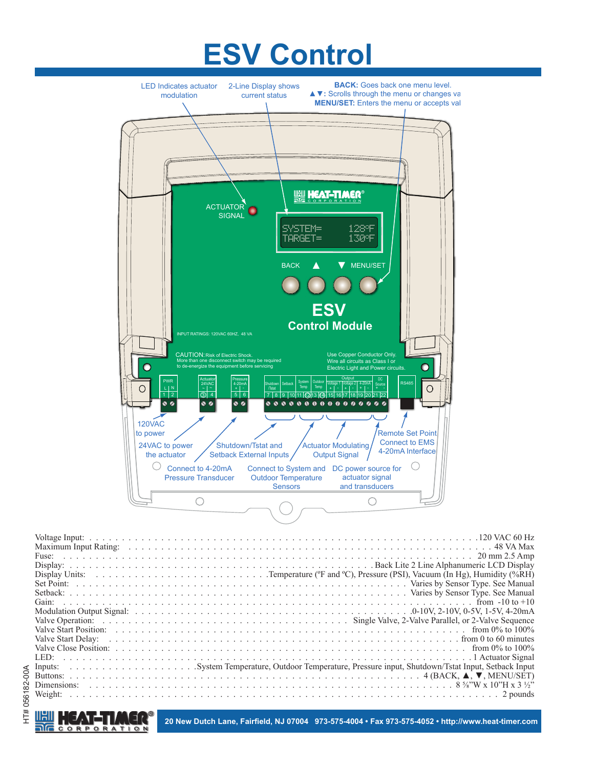# ESV Control

LED Indicates actuator modulation

2-Line Display shows current status

**BACK:** Goes back one menu level.
**▲▼:** Scrolls through the menu or changes va
**MENU/SET:** Enters the menu or accepts val

ACTUATOR SIGNAL

SYSTEM= 128°F
TARGET= 130°F

BACK ▲ ▼ MENU/SET

**ESV**
**Control Module**

INPUT RATINGS: 120VAC 60HZ, 48 VA

CAUTION: Risk of Electric Shock. More than one disconnect switch may be required to de-energize the equipment before servicing

Use Copper Conductor Only. Wire all circuits as Class I or Electric Light and Power circuits.

120VAC to power

24VAC to power the actuator

Shutdown/Tstat and Setback External Inputs

Actuator Modulating Output Signal

Remote Set Point Connect to EMS 4-20mA Interface

Connect to 4-20mA Pressure Transducer

Connect to System and Outdoor Temperature Sensors

DC power source for actuator signal and transducers

| | |
|---|---|
| Voltage Input: | 120 VAC 60 Hz |
| Maximum Input Rating: | 48 VA Max |
| Fuse: | 20 mm 2.5 Amp |
| Display: | Back Lite 2 Line Alphanumeric LCD Display |
| Display Units: | Temperature (ºF and ºC), Pressure (PSI), Vacuum (In Hg), Humidity (%RH) |
| Set Point: | Varies by Sensor Type. See Manual |
| Setback: | Varies by Sensor Type. See Manual |
| Gain: | from -10 to +10 |
| Modulation Output Signal: | 0-10V, 2-10V, 0-5V, 1-5V, 4-20mA |
| Valve Operation: | Single Valve, 2-Valve Parallel, or 2-Valve Sequence |
| Valve Start Position: | from 0% to 100% |
| Valve Start Delay: | from 0 to 60 minutes |
| Valve Close Position: | from 0% to 100% |
| LED: | 1 Actuator Signal |
| Inputs: | System Temperature, Outdoor Temperature, Pressure input, Shutdown/Tstat Input, Setback Input |
| Buttons: | 4 (BACK, ▲, ▼, MENU/SET) |
| Dimensions: | 8 ⅝"W x 10"H x 3 ½" |
| Weight: | 2 pounds |

HT# 056182-00A

HEAT-TIMER CORPORATION

**20 New Dutch Lane, Fairfield, NJ 07004 973-575-4004 • Fax 973-575-4052 • http://www.heat-timer.com**